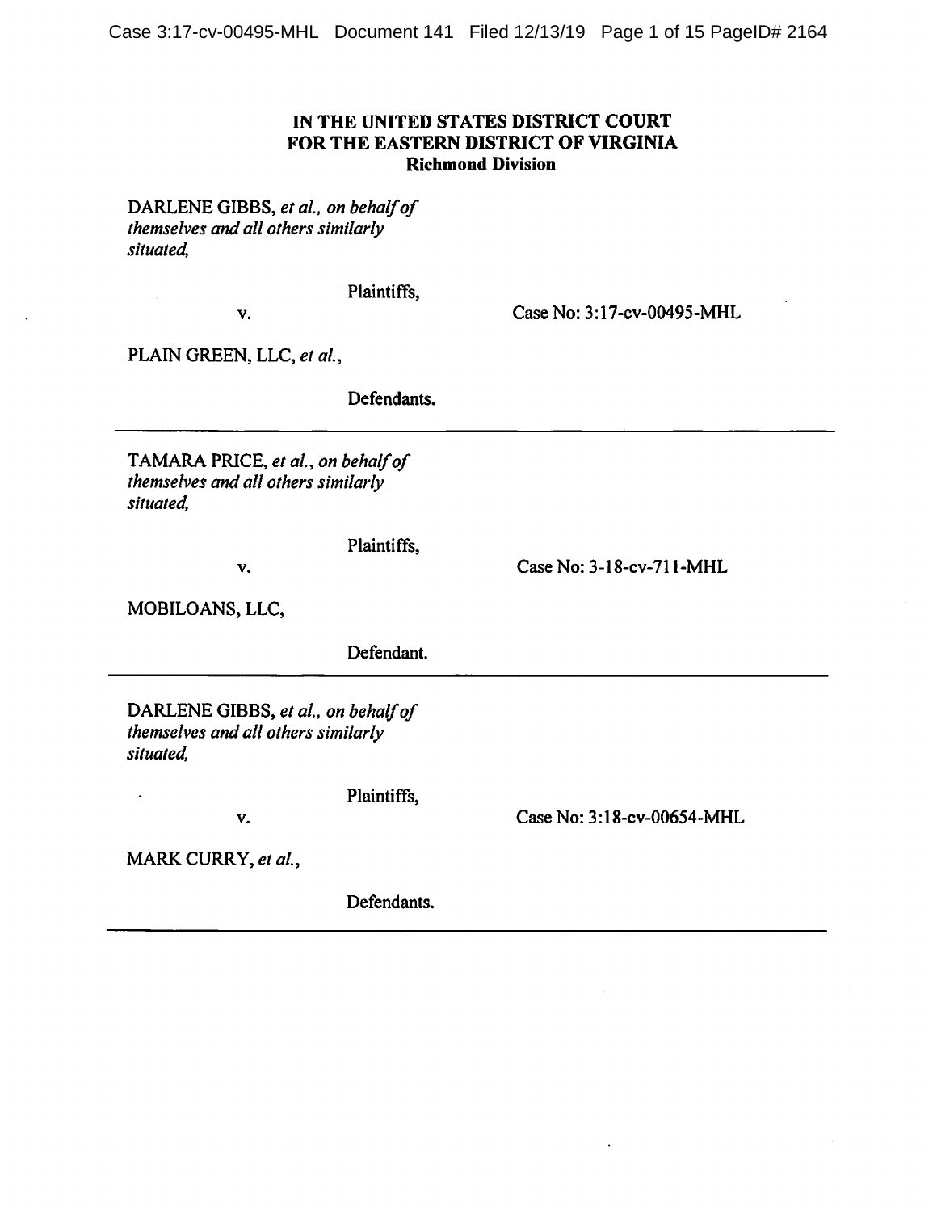**IN THE UNITED STATES DISTRICT COURT**
**FOR THE EASTERN DISTRICT OF VIRGINIA**
**Richmond Division**

DARLENE GIBBS, *et al., on behalf of themselves and all others similarly situated,*

Plaintiffs,

v.

Case No: 3:17-cv-00495-MHL

PLAIN GREEN, LLC, *et al.*,

Defendants.

---

TAMARA PRICE, *et al., on behalf of themselves and all others similarly situated,*

Plaintiffs,

v.

Case No: 3-18-cv-711-MHL

MOBILOANS, LLC,

Defendant.

---

DARLENE GIBBS, *et al., on behalf of themselves and all others similarly situated,*

Plaintiffs,

v.

Case No: 3:18-cv-00654-MHL

MARK CURRY, *et al.*,

Defendants.

---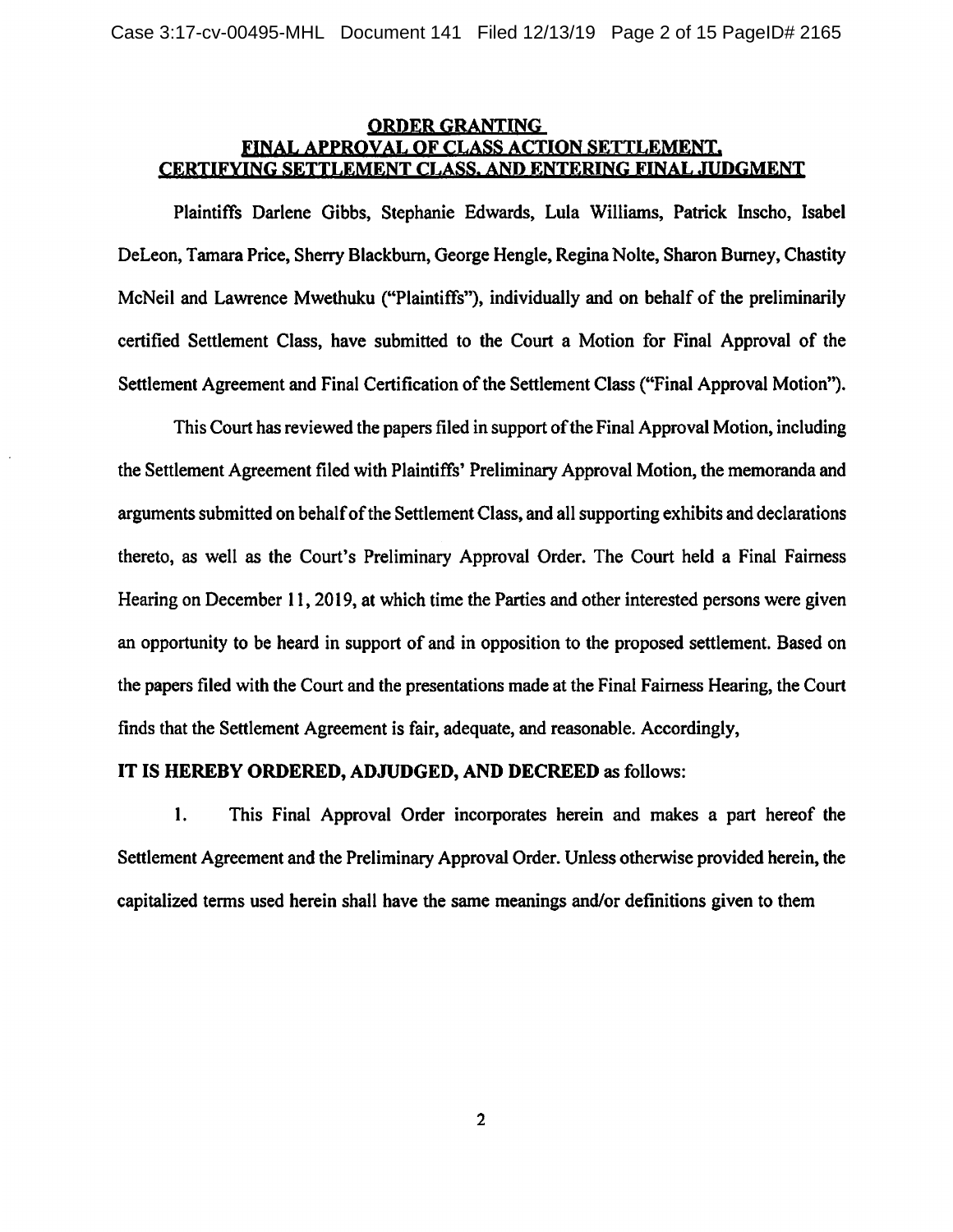## ORDER GRANTING FINAL APPROVAL OF CLASS ACTION SETTLEMENT, CERTIFYING SETTLEMENT CLASS, AND ENTERING FINAL JUDGMENT

Plaintiffs Darlene Gibbs, Stephanie Edwards, Lula Williams, Patrick Inscho, Isabel DeLeon, Tamara Price, Sherry Blackburn, George Hengle, Regina Nolte, Sharon Burney, Chastity McNeil and Lawrence Mwethuku ("Plaintiffs"), individually and on behalf of the preliminarily certified Settlement Class, have submitted to the Court a Motion for Final Approval of the Settlement Agreement and Final Certification of the Settlement Class ("Final Approval Motion").

This Court has reviewed the papers filed in support of the Final Approval Motion, including the Settlement Agreement filed with Plaintiffs' Preliminary Approval Motion, the memoranda and arguments submitted on behalf of the Settlement Class, and all supporting exhibits and declarations thereto, as well as the Court's Preliminary Approval Order. The Court held a Final Fairness Hearing on December 11, 2019, at which time the Parties and other interested persons were given an opportunity to be heard in support of and in opposition to the proposed settlement. Based on the papers filed with the Court and the presentations made at the Final Fairness Hearing, the Court finds that the Settlement Agreement is fair, adequate, and reasonable. Accordingly,

**IT IS HEREBY ORDERED, ADJUDGED, AND DECREED** as follows:

1. This Final Approval Order incorporates herein and makes a part hereof the Settlement Agreement and the Preliminary Approval Order. Unless otherwise provided herein, the capitalized terms used herein shall have the same meanings and/or definitions given to them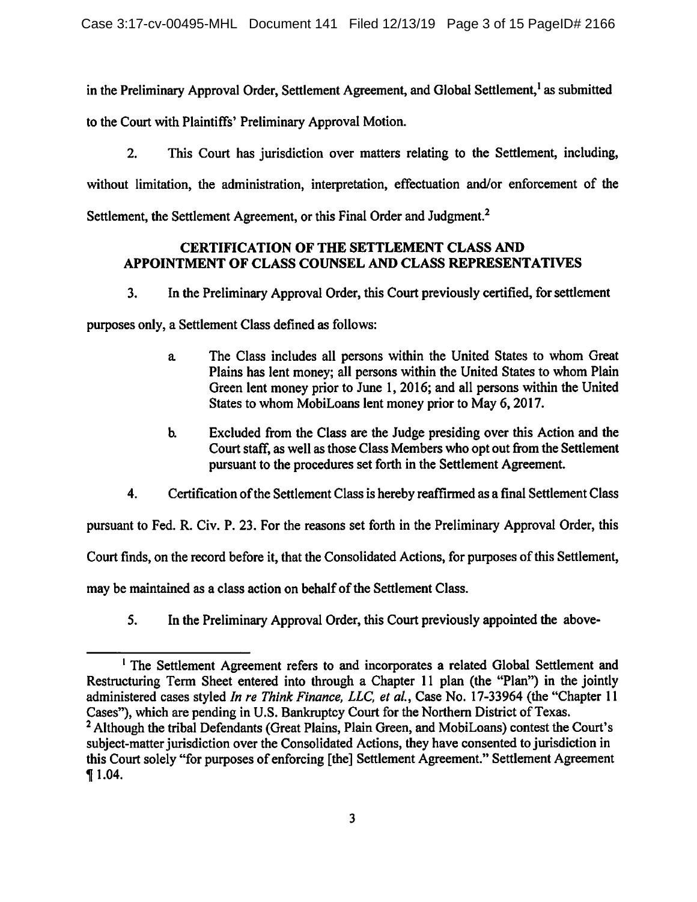in the Preliminary Approval Order, Settlement Agreement, and Global Settlement,[1] as submitted to the Court with Plaintiffs' Preliminary Approval Motion.

2. This Court has jurisdiction over matters relating to the Settlement, including, without limitation, the administration, interpretation, effectuation and/or enforcement of the Settlement, the Settlement Agreement, or this Final Order and Judgment.[2]

## CERTIFICATION OF THE SETTLEMENT CLASS AND APPOINTMENT OF CLASS COUNSEL AND CLASS REPRESENTATIVES

3. In the Preliminary Approval Order, this Court previously certified, for settlement purposes only, a Settlement Class defined as follows:

> a. The Class includes all persons within the United States to whom Great Plains has lent money; all persons within the United States to whom Plain Green lent money prior to June 1, 2016; and all persons within the United States to whom MobiLoans lent money prior to May 6, 2017.
>
> b. Excluded from the Class are the Judge presiding over this Action and the Court staff, as well as those Class Members who opt out from the Settlement pursuant to the procedures set forth in the Settlement Agreement.

4. Certification of the Settlement Class is hereby reaffirmed as a final Settlement Class pursuant to Fed. R. Civ. P. 23. For the reasons set forth in the Preliminary Approval Order, this Court finds, on the record before it, that the Consolidated Actions, for purposes of this Settlement, may be maintained as a class action on behalf of the Settlement Class.

5. In the Preliminary Approval Order, this Court previously appointed the above-

---

[1] The Settlement Agreement refers to and incorporates a related Global Settlement and Restructuring Term Sheet entered into through a Chapter 11 plan (the "Plan") in the jointly administered cases styled *In re Think Finance, LLC, et al.*, Case No. 17-33964 (the "Chapter 11 Cases"), which are pending in U.S. Bankruptcy Court for the Northern District of Texas.

[2] Although the tribal Defendants (Great Plains, Plain Green, and MobiLoans) contest the Court's subject-matter jurisdiction over the Consolidated Actions, they have consented to jurisdiction in this Court solely "for purposes of enforcing [the] Settlement Agreement." Settlement Agreement ¶ 1.04.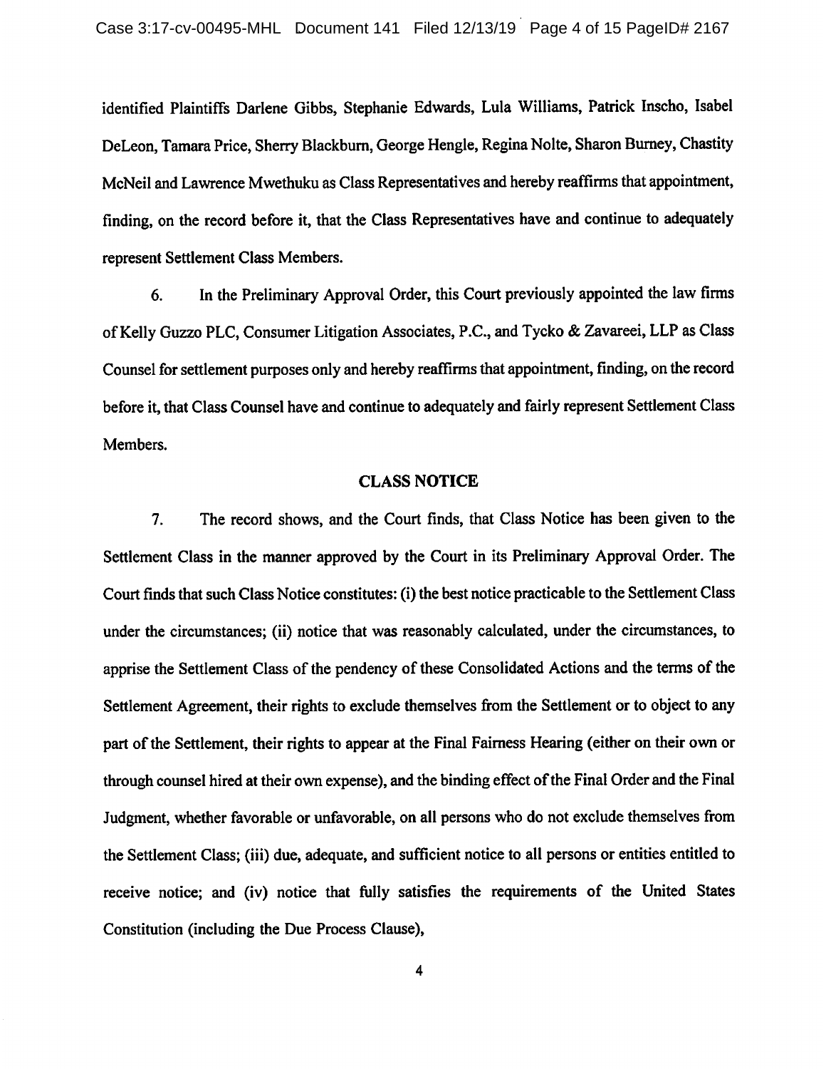identified Plaintiffs Darlene Gibbs, Stephanie Edwards, Lula Williams, Patrick Inscho, Isabel DeLeon, Tamara Price, Sherry Blackburn, George Hengle, Regina Nolte, Sharon Burney, Chastity McNeil and Lawrence Mwethuku as Class Representatives and hereby reaffirms that appointment, finding, on the record before it, that the Class Representatives have and continue to adequately represent Settlement Class Members.

6. In the Preliminary Approval Order, this Court previously appointed the law firms of Kelly Guzzo PLC, Consumer Litigation Associates, P.C., and Tycko & Zavareei, LLP as Class Counsel for settlement purposes only and hereby reaffirms that appointment, finding, on the record before it, that Class Counsel have and continue to adequately and fairly represent Settlement Class Members.

## CLASS NOTICE

7. The record shows, and the Court finds, that Class Notice has been given to the Settlement Class in the manner approved by the Court in its Preliminary Approval Order. The Court finds that such Class Notice constitutes: (i) the best notice practicable to the Settlement Class under the circumstances; (ii) notice that was reasonably calculated, under the circumstances, to apprise the Settlement Class of the pendency of these Consolidated Actions and the terms of the Settlement Agreement, their rights to exclude themselves from the Settlement or to object to any part of the Settlement, their rights to appear at the Final Fairness Hearing (either on their own or through counsel hired at their own expense), and the binding effect of the Final Order and the Final Judgment, whether favorable or unfavorable, on all persons who do not exclude themselves from the Settlement Class; (iii) due, adequate, and sufficient notice to all persons or entities entitled to receive notice; and (iv) notice that fully satisfies the requirements of the United States Constitution (including the Due Process Clause),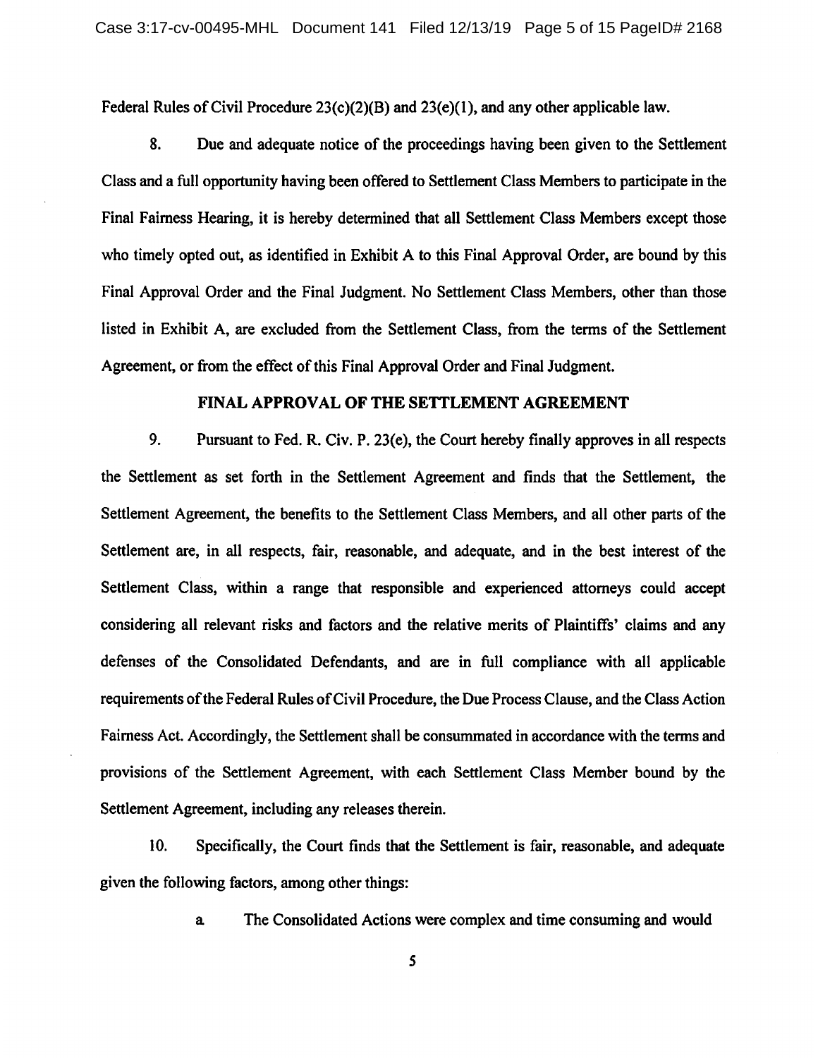Federal Rules of Civil Procedure 23(c)(2)(B) and 23(e)(1), and any other applicable law.

8. Due and adequate notice of the proceedings having been given to the Settlement Class and a full opportunity having been offered to Settlement Class Members to participate in the Final Fairness Hearing, it is hereby determined that all Settlement Class Members except those who timely opted out, as identified in Exhibit A to this Final Approval Order, are bound by this Final Approval Order and the Final Judgment. No Settlement Class Members, other than those listed in Exhibit A, are excluded from the Settlement Class, from the terms of the Settlement Agreement, or from the effect of this Final Approval Order and Final Judgment.

## FINAL APPROVAL OF THE SETTLEMENT AGREEMENT

9. Pursuant to Fed. R. Civ. P. 23(e), the Court hereby finally approves in all respects the Settlement as set forth in the Settlement Agreement and finds that the Settlement, the Settlement Agreement, the benefits to the Settlement Class Members, and all other parts of the Settlement are, in all respects, fair, reasonable, and adequate, and in the best interest of the Settlement Class, within a range that responsible and experienced attorneys could accept considering all relevant risks and factors and the relative merits of Plaintiffs' claims and any defenses of the Consolidated Defendants, and are in full compliance with all applicable requirements of the Federal Rules of Civil Procedure, the Due Process Clause, and the Class Action Fairness Act. Accordingly, the Settlement shall be consummated in accordance with the terms and provisions of the Settlement Agreement, with each Settlement Class Member bound by the Settlement Agreement, including any releases therein.

10. Specifically, the Court finds that the Settlement is fair, reasonable, and adequate given the following factors, among other things:

a. The Consolidated Actions were complex and time consuming and would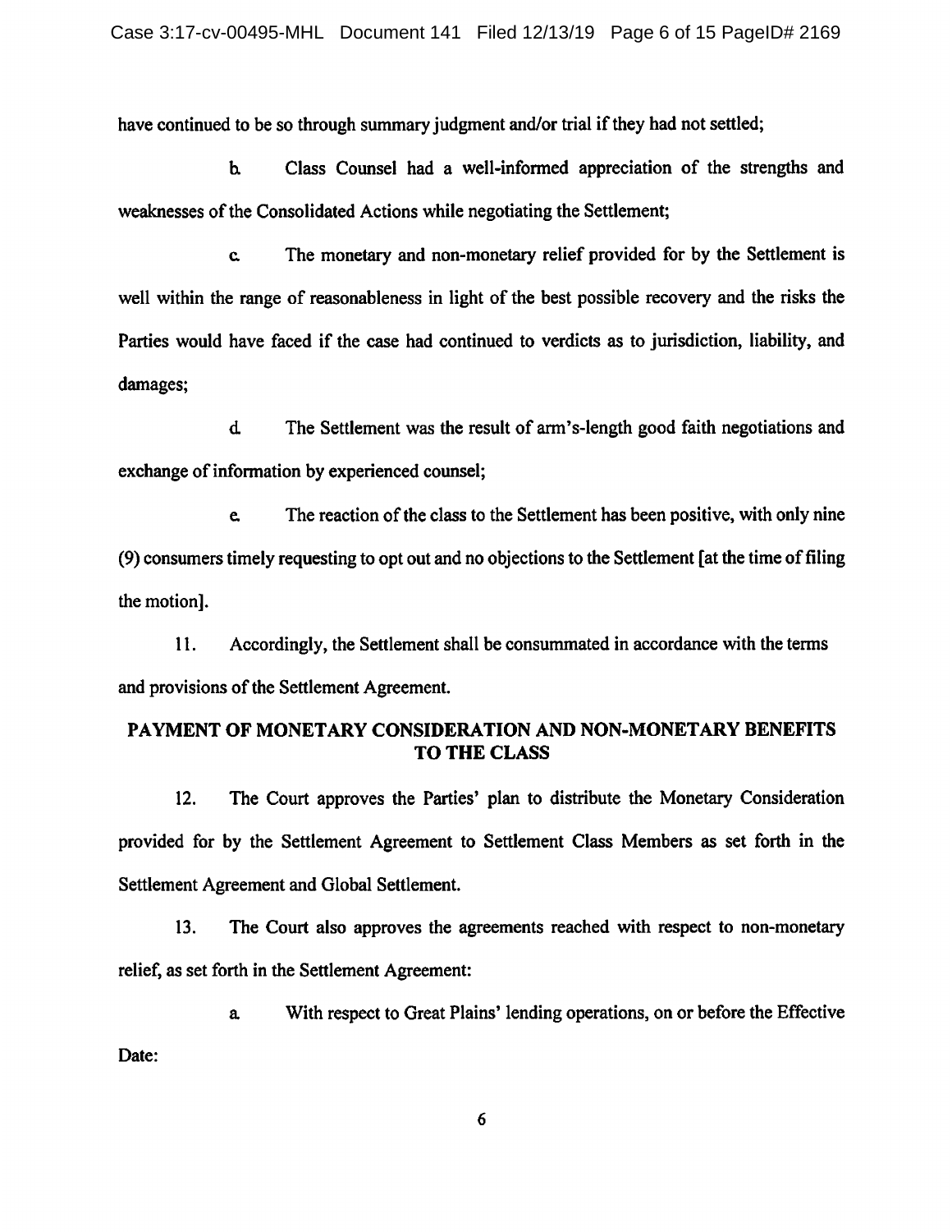have continued to be so through summary judgment and/or trial if they had not settled;

b. Class Counsel had a well-informed appreciation of the strengths and weaknesses of the Consolidated Actions while negotiating the Settlement;

c. The monetary and non-monetary relief provided for by the Settlement is well within the range of reasonableness in light of the best possible recovery and the risks the Parties would have faced if the case had continued to verdicts as to jurisdiction, liability, and damages;

d. The Settlement was the result of arm's-length good faith negotiations and exchange of information by experienced counsel;

e. The reaction of the class to the Settlement has been positive, with only nine (9) consumers timely requesting to opt out and no objections to the Settlement [at the time of filing the motion].

11. Accordingly, the Settlement shall be consummated in accordance with the terms and provisions of the Settlement Agreement.

## PAYMENT OF MONETARY CONSIDERATION AND NON-MONETARY BENEFITS TO THE CLASS

12. The Court approves the Parties' plan to distribute the Monetary Consideration provided for by the Settlement Agreement to Settlement Class Members as set forth in the Settlement Agreement and Global Settlement.

13. The Court also approves the agreements reached with respect to non-monetary relief, as set forth in the Settlement Agreement:

a. With respect to Great Plains' lending operations, on or before the Effective Date: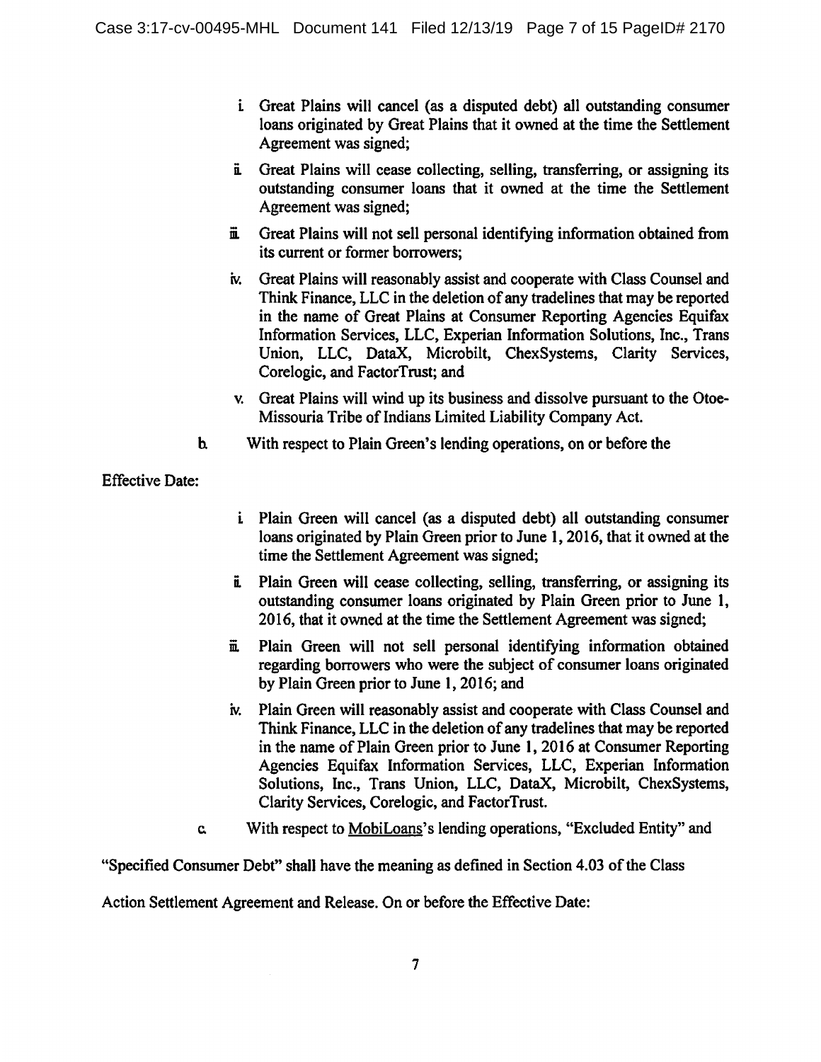i. Great Plains will cancel (as a disputed debt) all outstanding consumer loans originated by Great Plains that it owned at the time the Settlement Agreement was signed;

ii. Great Plains will cease collecting, selling, transferring, or assigning its outstanding consumer loans that it owned at the time the Settlement Agreement was signed;

iii. Great Plains will not sell personal identifying information obtained from its current or former borrowers;

iv. Great Plains will reasonably assist and cooperate with Class Counsel and Think Finance, LLC in the deletion of any tradelines that may be reported in the name of Great Plains at Consumer Reporting Agencies Equifax Information Services, LLC, Experian Information Solutions, Inc., Trans Union, LLC, DataX, Microbilt, ChexSystems, Clarity Services, Corelogic, and FactorTrust; and

v. Great Plains will wind up its business and dissolve pursuant to the Otoe-Missouria Tribe of Indians Limited Liability Company Act.

b. With respect to Plain Green's lending operations, on or before the Effective Date:

i. Plain Green will cancel (as a disputed debt) all outstanding consumer loans originated by Plain Green prior to June 1, 2016, that it owned at the time the Settlement Agreement was signed;

ii. Plain Green will cease collecting, selling, transferring, or assigning its outstanding consumer loans originated by Plain Green prior to June 1, 2016, that it owned at the time the Settlement Agreement was signed;

iii. Plain Green will not sell personal identifying information obtained regarding borrowers who were the subject of consumer loans originated by Plain Green prior to June 1, 2016; and

iv. Plain Green will reasonably assist and cooperate with Class Counsel and Think Finance, LLC in the deletion of any tradelines that may be reported in the name of Plain Green prior to June 1, 2016 at Consumer Reporting Agencies Equifax Information Services, LLC, Experian Information Solutions, Inc., Trans Union, LLC, DataX, Microbilt, ChexSystems, Clarity Services, Corelogic, and FactorTrust.

c. With respect to <u>MobiLoans</u>'s lending operations, "Excluded Entity" and "Specified Consumer Debt" shall have the meaning as defined in Section 4.03 of the Class Action Settlement Agreement and Release. On or before the Effective Date: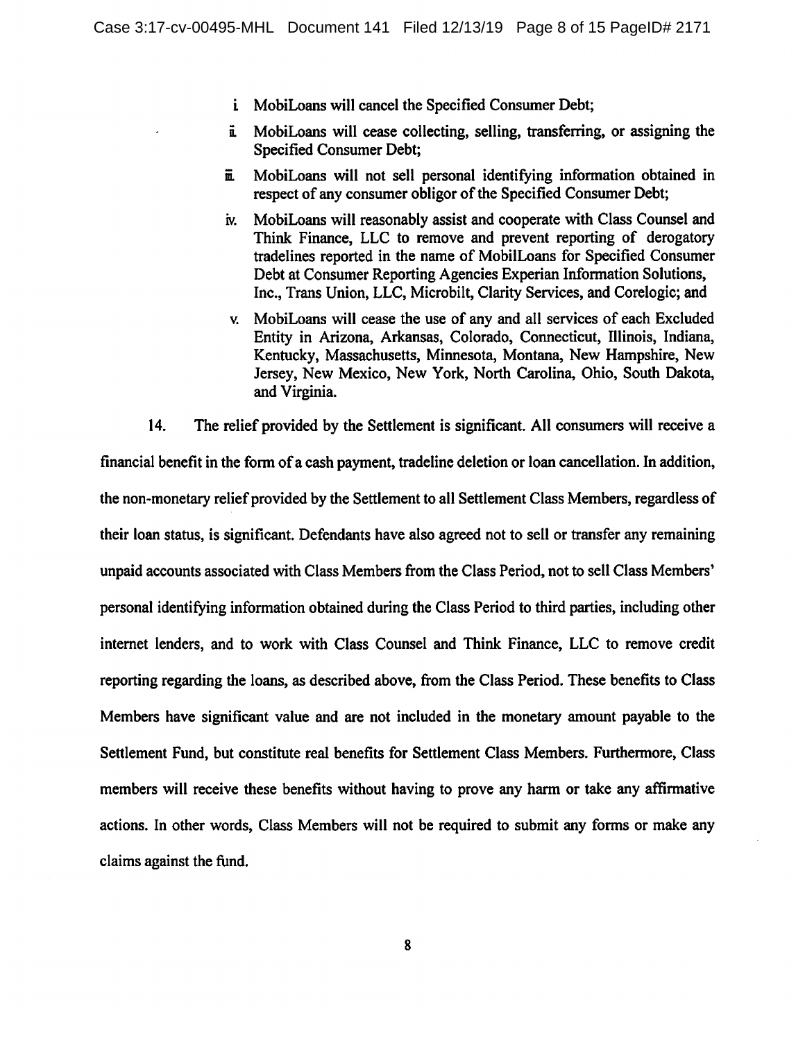i. MobiLoans will cancel the Specified Consumer Debt;

ii. MobiLoans will cease collecting, selling, transferring, or assigning the Specified Consumer Debt;

iii. MobiLoans will not sell personal identifying information obtained in respect of any consumer obligor of the Specified Consumer Debt;

iv. MobiLoans will reasonably assist and cooperate with Class Counsel and Think Finance, LLC to remove and prevent reporting of derogatory tradelines reported in the name of MobilLoans for Specified Consumer Debt at Consumer Reporting Agencies Experian Information Solutions, Inc., Trans Union, LLC, Microbilt, Clarity Services, and Corelogic; and

v. MobiLoans will cease the use of any and all services of each Excluded Entity in Arizona, Arkansas, Colorado, Connecticut, Illinois, Indiana, Kentucky, Massachusetts, Minnesota, Montana, New Hampshire, New Jersey, New Mexico, New York, North Carolina, Ohio, South Dakota, and Virginia.

14. The relief provided by the Settlement is significant. All consumers will receive a financial benefit in the form of a cash payment, tradeline deletion or loan cancellation. In addition, the non-monetary relief provided by the Settlement to all Settlement Class Members, regardless of their loan status, is significant. Defendants have also agreed not to sell or transfer any remaining unpaid accounts associated with Class Members from the Class Period, not to sell Class Members' personal identifying information obtained during the Class Period to third parties, including other internet lenders, and to work with Class Counsel and Think Finance, LLC to remove credit reporting regarding the loans, as described above, from the Class Period. These benefits to Class Members have significant value and are not included in the monetary amount payable to the Settlement Fund, but constitute real benefits for Settlement Class Members. Furthermore, Class members will receive these benefits without having to prove any harm or take any affirmative actions. In other words, Class Members will not be required to submit any forms or make any claims against the fund.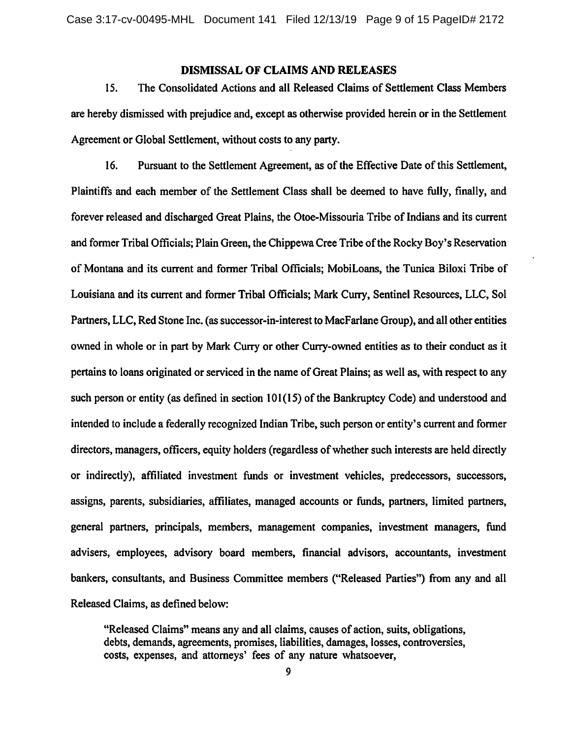## DISMISSAL OF CLAIMS AND RELEASES

15. The Consolidated Actions and all Released Claims of Settlement Class Members are hereby dismissed with prejudice and, except as otherwise provided herein or in the Settlement Agreement or Global Settlement, without costs to any party.

16. Pursuant to the Settlement Agreement, as of the Effective Date of this Settlement, Plaintiffs and each member of the Settlement Class shall be deemed to have fully, finally, and forever released and discharged Great Plains, the Otoe-Missouria Tribe of Indians and its current and former Tribal Officials; Plain Green, the Chippewa Cree Tribe of the Rocky Boy's Reservation of Montana and its current and former Tribal Officials; MobiLoans, the Tunica Biloxi Tribe of Louisiana and its current and former Tribal Officials; Mark Curry, Sentinel Resources, LLC, Sol Partners, LLC, Red Stone Inc. (as successor-in-interest to MacFarlane Group), and all other entities owned in whole or in part by Mark Curry or other Curry-owned entities as to their conduct as it pertains to loans originated or serviced in the name of Great Plains; as well as, with respect to any such person or entity (as defined in section 101(15) of the Bankruptcy Code) and understood and intended to include a federally recognized Indian Tribe, such person or entity's current and former directors, managers, officers, equity holders (regardless of whether such interests are held directly or indirectly), affiliated investment funds or investment vehicles, predecessors, successors, assigns, parents, subsidiaries, affiliates, managed accounts or funds, partners, limited partners, general partners, principals, members, management companies, investment managers, fund advisers, employees, advisory board members, financial advisors, accountants, investment bankers, consultants, and Business Committee members ("Released Parties") from any and all Released Claims, as defined below:

> "Released Claims" means any and all claims, causes of action, suits, obligations, debts, demands, agreements, promises, liabilities, damages, losses, controversies, costs, expenses, and attorneys' fees of any nature whatsoever,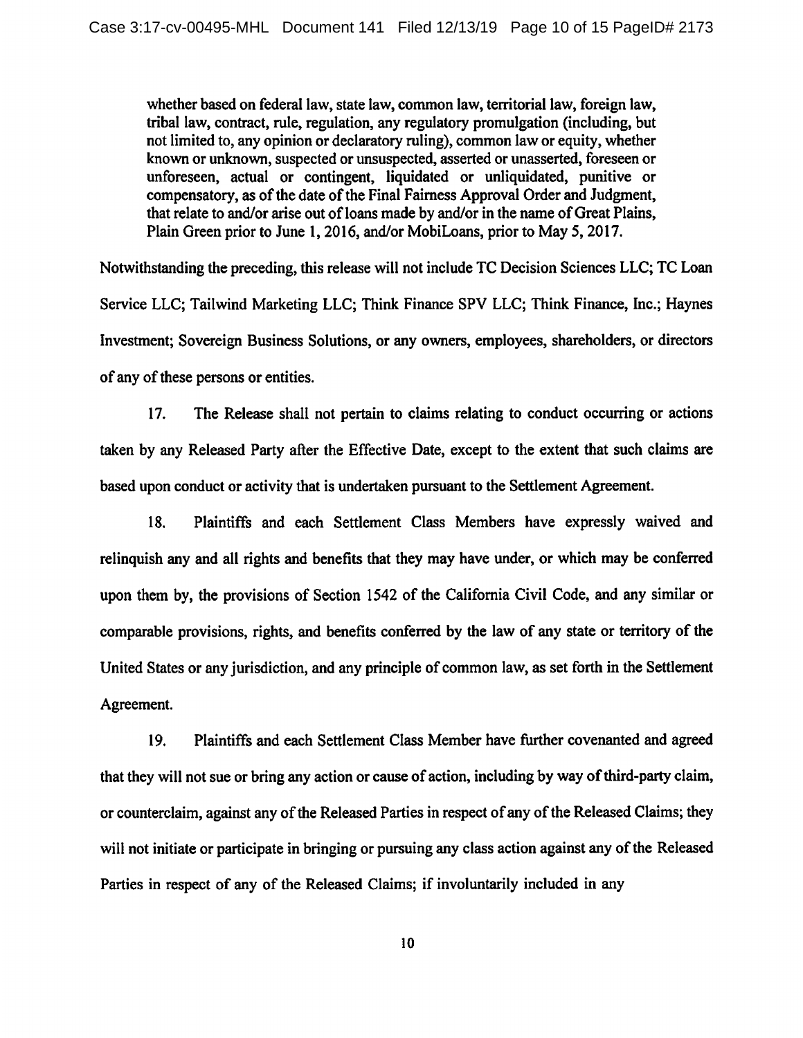> whether based on federal law, state law, common law, territorial law, foreign law, tribal law, contract, rule, regulation, any regulatory promulgation (including, but not limited to, any opinion or declaratory ruling), common law or equity, whether known or unknown, suspected or unsuspected, asserted or unasserted, foreseen or unforeseen, actual or contingent, liquidated or unliquidated, punitive or compensatory, as of the date of the Final Fairness Approval Order and Judgment, that relate to and/or arise out of loans made by and/or in the name of Great Plains, Plain Green prior to June 1, 2016, and/or MobiLoans, prior to May 5, 2017.

Notwithstanding the preceding, this release will not include TC Decision Sciences LLC; TC Loan Service LLC; Tailwind Marketing LLC; Think Finance SPV LLC; Think Finance, Inc.; Haynes Investment; Sovereign Business Solutions, or any owners, employees, shareholders, or directors of any of these persons or entities.

17. The Release shall not pertain to claims relating to conduct occurring or actions taken by any Released Party after the Effective Date, except to the extent that such claims are based upon conduct or activity that is undertaken pursuant to the Settlement Agreement.

18. Plaintiffs and each Settlement Class Members have expressly waived and relinquish any and all rights and benefits that they may have under, or which may be conferred upon them by, the provisions of Section 1542 of the California Civil Code, and any similar or comparable provisions, rights, and benefits conferred by the law of any state or territory of the United States or any jurisdiction, and any principle of common law, as set forth in the Settlement Agreement.

19. Plaintiffs and each Settlement Class Member have further covenanted and agreed that they will not sue or bring any action or cause of action, including by way of third-party claim, or counterclaim, against any of the Released Parties in respect of any of the Released Claims; they will not initiate or participate in bringing or pursuing any class action against any of the Released Parties in respect of any of the Released Claims; if involuntarily included in any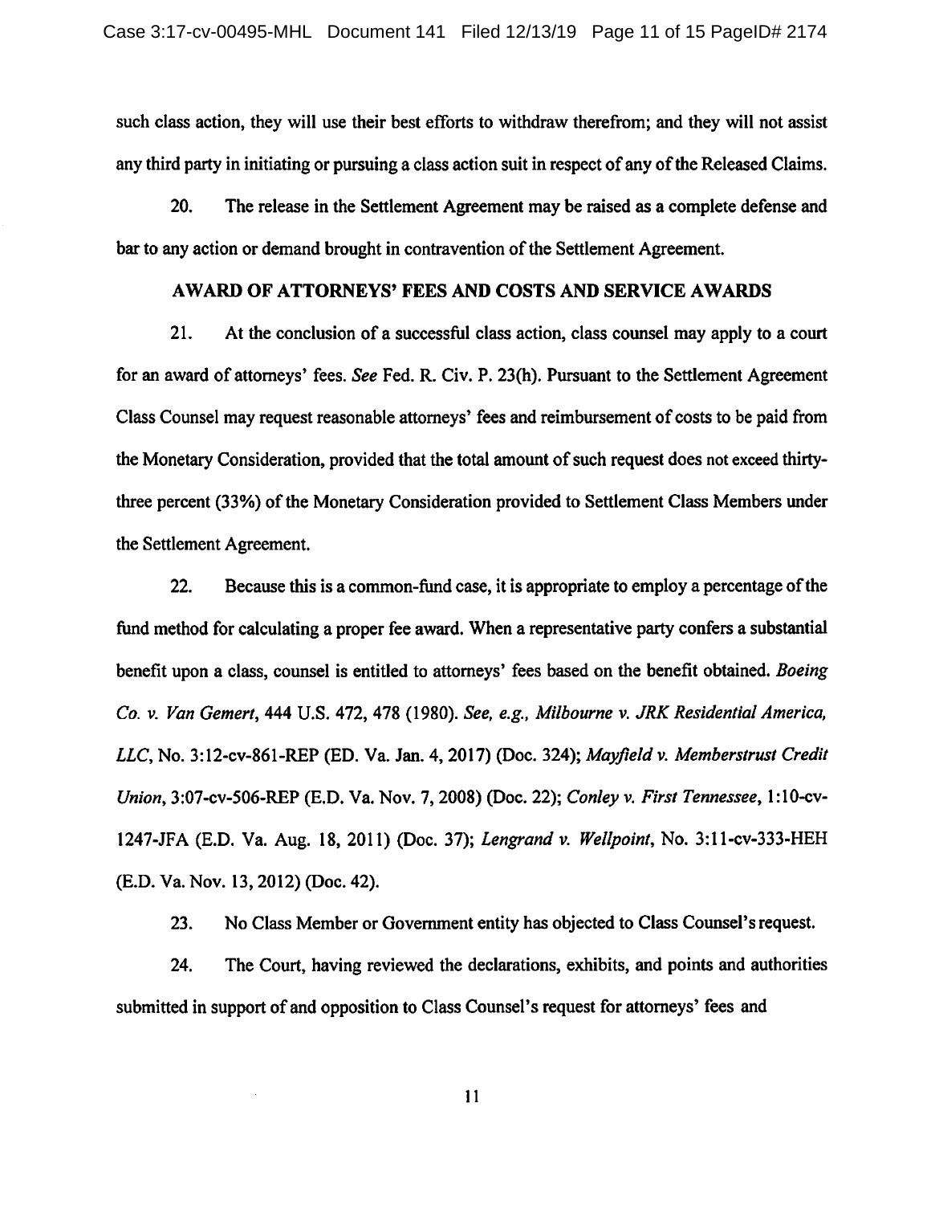such class action, they will use their best efforts to withdraw therefrom; and they will not assist any third party in initiating or pursuing a class action suit in respect of any of the Released Claims.

20. The release in the Settlement Agreement may be raised as a complete defense and bar to any action or demand brought in contravention of the Settlement Agreement.

## AWARD OF ATTORNEYS' FEES AND COSTS AND SERVICE AWARDS

21. At the conclusion of a successful class action, class counsel may apply to a court for an award of attorneys' fees. *See* Fed. R. Civ. P. 23(h). Pursuant to the Settlement Agreement Class Counsel may request reasonable attorneys' fees and reimbursement of costs to be paid from the Monetary Consideration, provided that the total amount of such request does not exceed thirty-three percent (33%) of the Monetary Consideration provided to Settlement Class Members under the Settlement Agreement.

22. Because this is a common-fund case, it is appropriate to employ a percentage of the fund method for calculating a proper fee award. When a representative party confers a substantial benefit upon a class, counsel is entitled to attorneys' fees based on the benefit obtained. *Boeing Co. v. Van Gemert*, 444 U.S. 472, 478 (1980). *See, e.g., Milbourne v. JRK Residential America, LLC*, No. 3:12-cv-861-REP (ED. Va. Jan. 4, 2017) (Doc. 324); *Mayfield v. Memberstrust Credit Union*, 3:07-cv-506-REP (E.D. Va. Nov. 7, 2008) (Doc. 22); *Conley v. First Tennessee*, 1:10-cv-1247-JFA (E.D. Va. Aug. 18, 2011) (Doc. 37); *Lengrand v. Wellpoint*, No. 3:11-cv-333-HEH (E.D. Va. Nov. 13, 2012) (Doc. 42).

23. No Class Member or Government entity has objected to Class Counsel's request.

24. The Court, having reviewed the declarations, exhibits, and points and authorities submitted in support of and opposition to Class Counsel's request for attorneys' fees and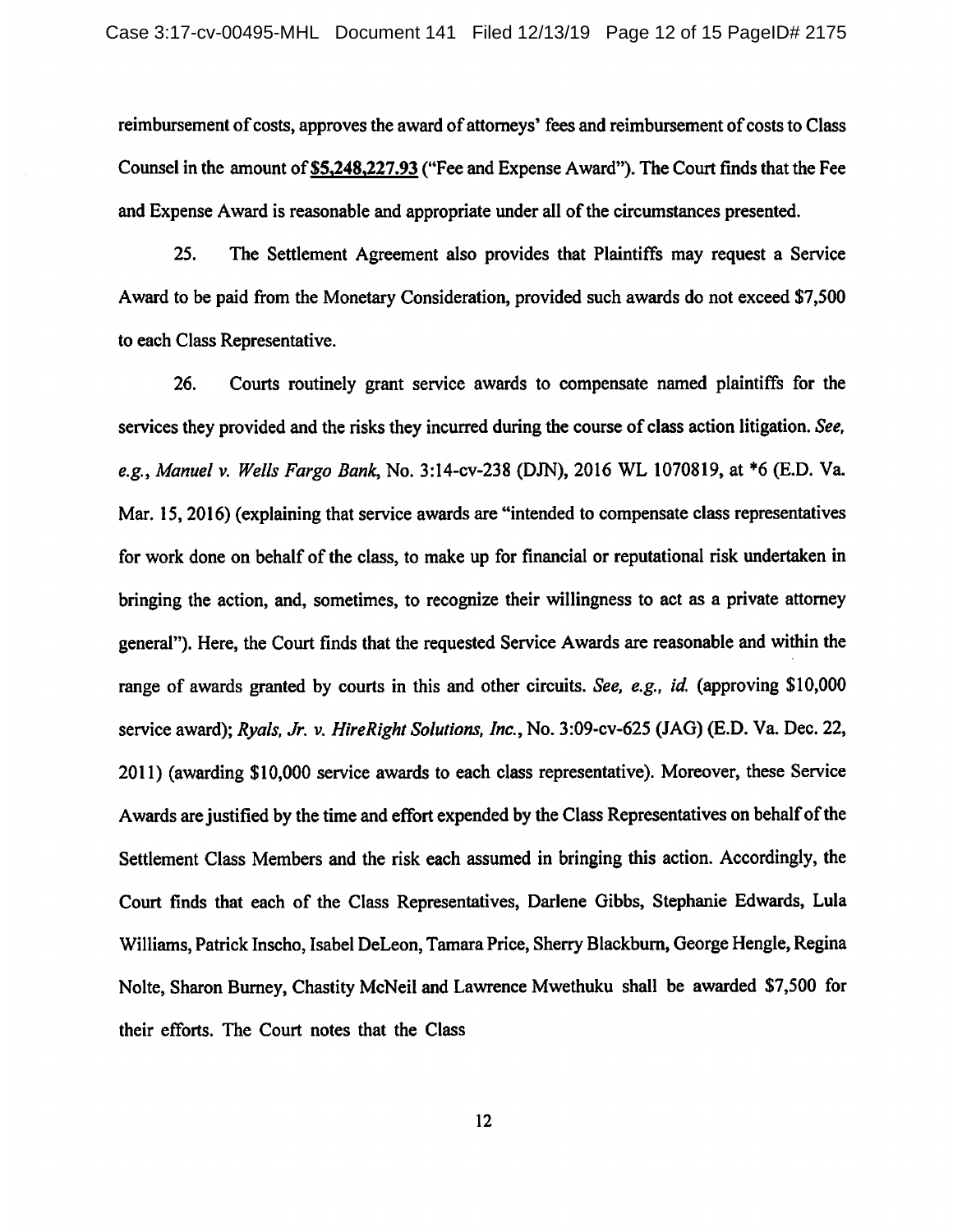reimbursement of costs, approves the award of attorneys' fees and reimbursement of costs to Class Counsel in the amount of **$5,248,227.93** ("Fee and Expense Award"). The Court finds that the Fee and Expense Award is reasonable and appropriate under all of the circumstances presented.

25. The Settlement Agreement also provides that Plaintiffs may request a Service Award to be paid from the Monetary Consideration, provided such awards do not exceed $7,500 to each Class Representative.

26. Courts routinely grant service awards to compensate named plaintiffs for the services they provided and the risks they incurred during the course of class action litigation. *See, e.g., Manuel v. Wells Fargo Bank*, No. 3:14-cv-238 (DJN), 2016 WL 1070819, at *6 (E.D. Va. Mar. 15, 2016) (explaining that service awards are "intended to compensate class representatives for work done on behalf of the class, to make up for financial or reputational risk undertaken in bringing the action, and, sometimes, to recognize their willingness to act as a private attorney general"). Here, the Court finds that the requested Service Awards are reasonable and within the range of awards granted by courts in this and other circuits. *See, e.g., id.* (approving $10,000 service award); *Ryals, Jr. v. HireRight Solutions, Inc.*, No. 3:09-cv-625 (JAG) (E.D. Va. Dec. 22, 2011) (awarding $10,000 service awards to each class representative). Moreover, these Service Awards are justified by the time and effort expended by the Class Representatives on behalf of the Settlement Class Members and the risk each assumed in bringing this action. Accordingly, the Court finds that each of the Class Representatives, Darlene Gibbs, Stephanie Edwards, Lula Williams, Patrick Inscho, Isabel DeLeon, Tamara Price, Sherry Blackburn, George Hengle, Regina Nolte, Sharon Burney, Chastity McNeil and Lawrence Mwethuku shall be awarded $7,500 for their efforts. The Court notes that the Class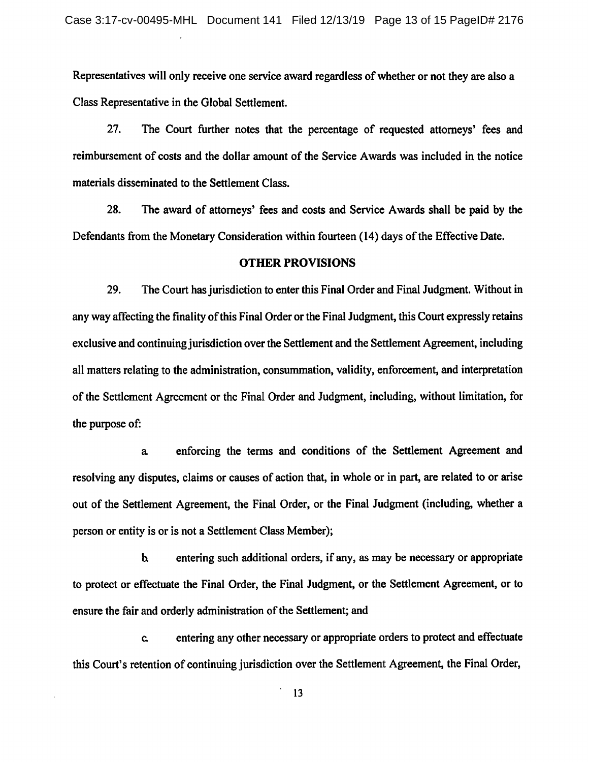Representatives will only receive one service award regardless of whether or not they are also a Class Representative in the Global Settlement.

27. The Court further notes that the percentage of requested attorneys' fees and reimbursement of costs and the dollar amount of the Service Awards was included in the notice materials disseminated to the Settlement Class.

28. The award of attorneys' fees and costs and Service Awards shall be paid by the Defendants from the Monetary Consideration within fourteen (14) days of the Effective Date.

## OTHER PROVISIONS

29. The Court has jurisdiction to enter this Final Order and Final Judgment. Without in any way affecting the finality of this Final Order or the Final Judgment, this Court expressly retains exclusive and continuing jurisdiction over the Settlement and the Settlement Agreement, including all matters relating to the administration, consummation, validity, enforcement, and interpretation of the Settlement Agreement or the Final Order and Judgment, including, without limitation, for the purpose of:

a. enforcing the terms and conditions of the Settlement Agreement and resolving any disputes, claims or causes of action that, in whole or in part, are related to or arise out of the Settlement Agreement, the Final Order, or the Final Judgment (including, whether a person or entity is or is not a Settlement Class Member);

b. entering such additional orders, if any, as may be necessary or appropriate to protect or effectuate the Final Order, the Final Judgment, or the Settlement Agreement, or to ensure the fair and orderly administration of the Settlement; and

c. entering any other necessary or appropriate orders to protect and effectuate this Court's retention of continuing jurisdiction over the Settlement Agreement, the Final Order,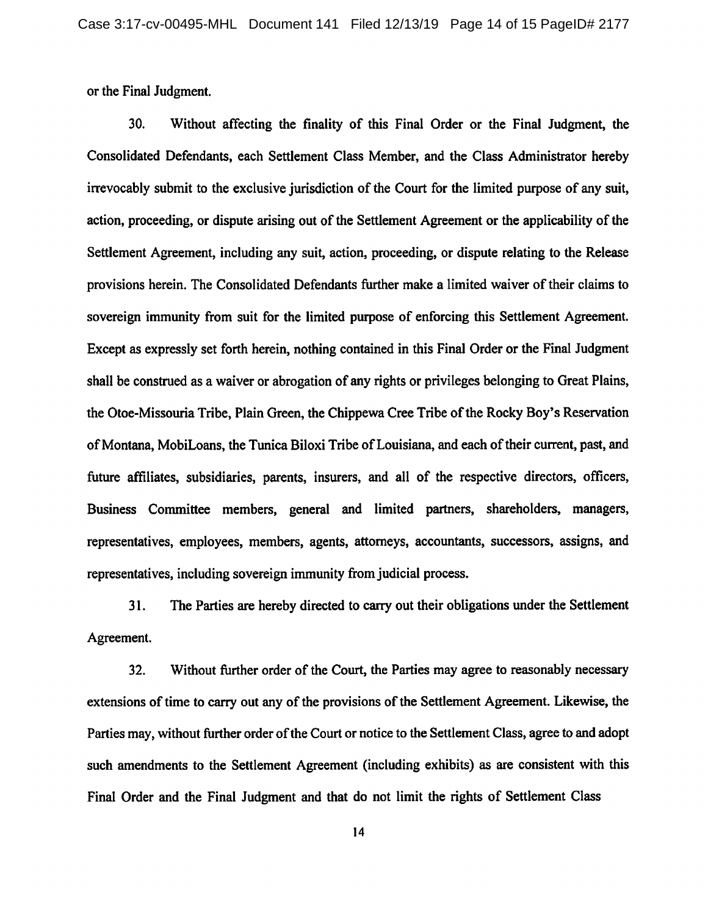or the Final Judgment.

30. Without affecting the finality of this Final Order or the Final Judgment, the Consolidated Defendants, each Settlement Class Member, and the Class Administrator hereby irrevocably submit to the exclusive jurisdiction of the Court for the limited purpose of any suit, action, proceeding, or dispute arising out of the Settlement Agreement or the applicability of the Settlement Agreement, including any suit, action, proceeding, or dispute relating to the Release provisions herein. The Consolidated Defendants further make a limited waiver of their claims to sovereign immunity from suit for the limited purpose of enforcing this Settlement Agreement. Except as expressly set forth herein, nothing contained in this Final Order or the Final Judgment shall be construed as a waiver or abrogation of any rights or privileges belonging to Great Plains, the Otoe-Missouria Tribe, Plain Green, the Chippewa Cree Tribe of the Rocky Boy's Reservation of Montana, MobiLoans, the Tunica Biloxi Tribe of Louisiana, and each of their current, past, and future affiliates, subsidiaries, parents, insurers, and all of the respective directors, officers, Business Committee members, general and limited partners, shareholders, managers, representatives, employees, members, agents, attorneys, accountants, successors, assigns, and representatives, including sovereign immunity from judicial process.

31. The Parties are hereby directed to carry out their obligations under the Settlement Agreement.

32. Without further order of the Court, the Parties may agree to reasonably necessary extensions of time to carry out any of the provisions of the Settlement Agreement. Likewise, the Parties may, without further order of the Court or notice to the Settlement Class, agree to and adopt such amendments to the Settlement Agreement (including exhibits) as are consistent with this Final Order and the Final Judgment and that do not limit the rights of Settlement Class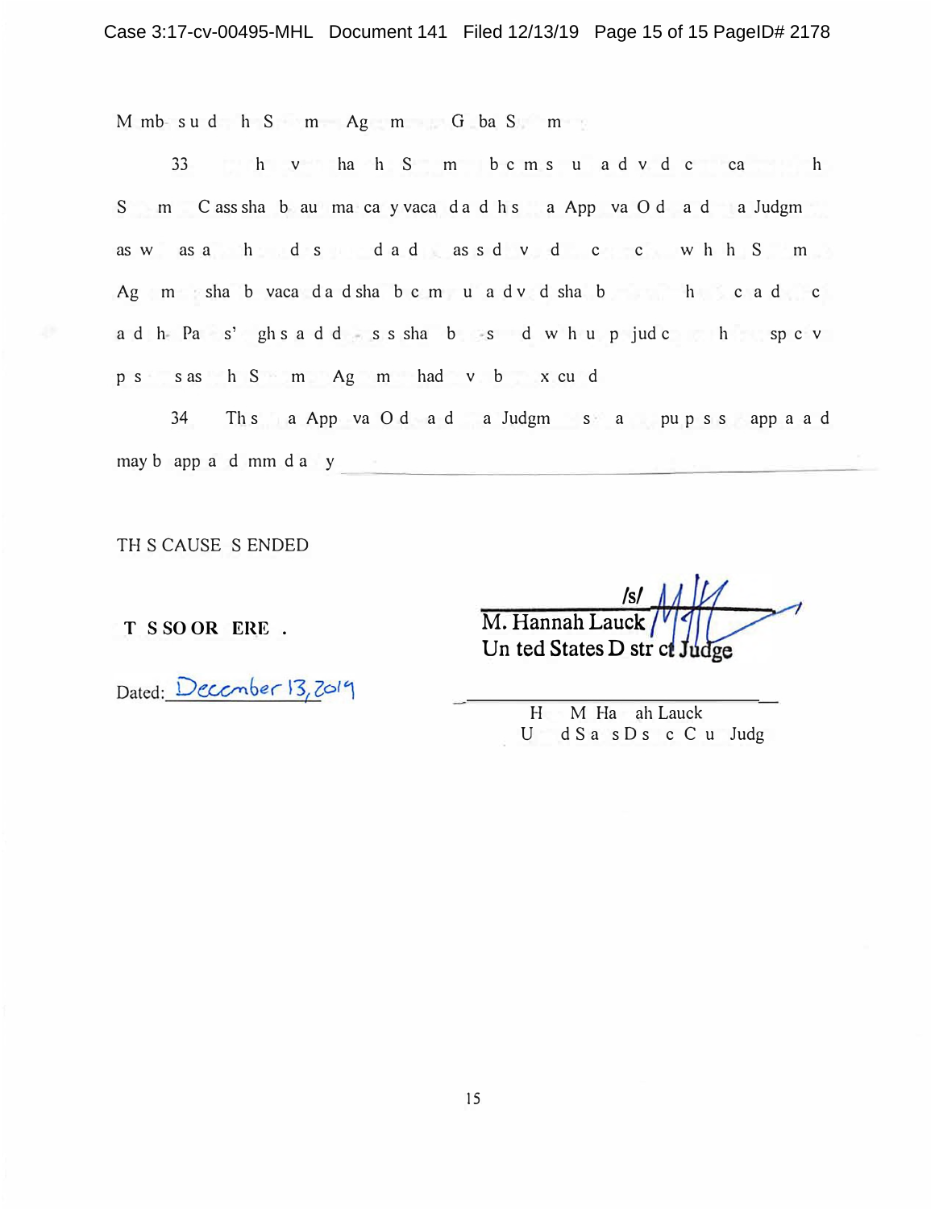M mb s u d h S m Ag m G ba S m

33 h v ha h S m b c m s u a d v d c ca h S m C ass sha b au ma ca y vaca d a d h s a App va O d a d a Judgm as w as a h d s d a d as s d v d c c w h h S m Ag m sha b vaca d a d sha b c m u a d v d sha b h c a d c a d h Pa s' gh s a d d s s sha b s d w h u p jud c h sp c v p s s as h S m Ag m had v b x cu d

34 Th s a App va O d a d a Judgm s a pu p s s app a a d may b app a d mm d a y

TH S CAUSE S ENDED

T S SO OR ERE .

Dated: December 13, 2019

/s/
M. Hannah Lauck
Un ted States D str ct Judge

H M Ha ah Lauck
U d S a s D s c C u Judg